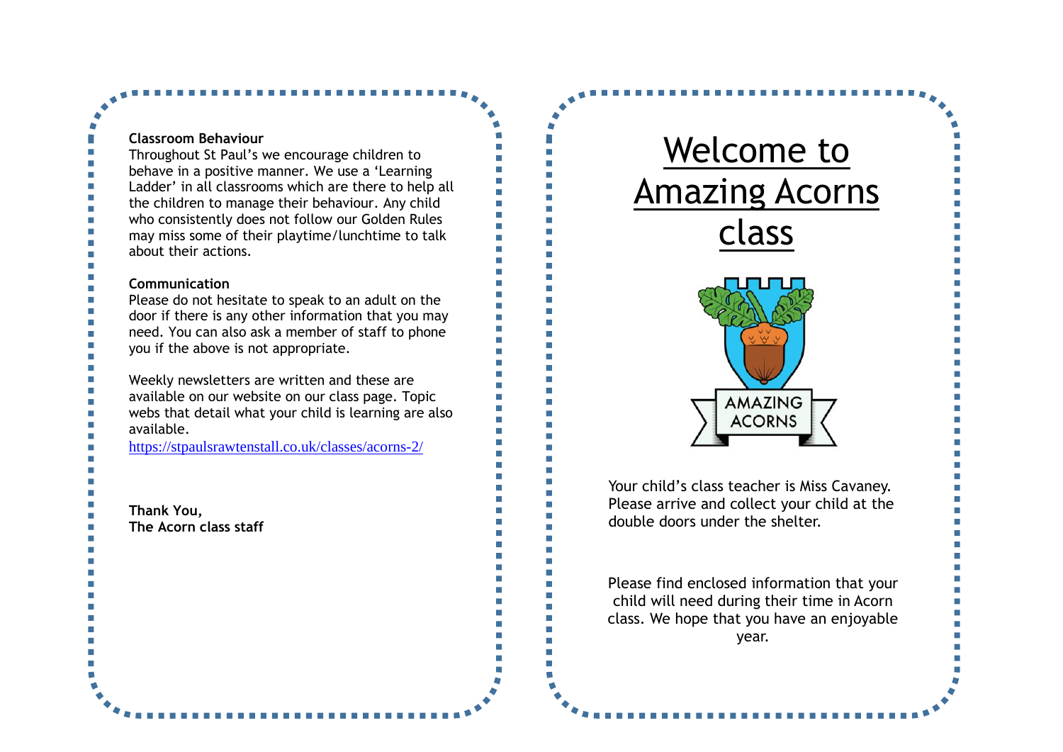**Classroom Behaviour**
Throughout St Paul's we encourage children to behave in a positive manner. We use a 'Learning Ladder' in all classrooms which are there to help all the children to manage their behaviour. Any child who consistently does not follow our Golden Rules may miss some of their playtime/lunchtime to talk about their actions.

**Communication**
Please do not hesitate to speak to an adult on the door if there is any other information that you may need. You can also ask a member of staff to phone you if the above is not appropriate.

Weekly newsletters are written and these are available on our website on our class page. Topic webs that detail what your child is learning are also available.
https://stpaulsrawtenstall.co.uk/classes/acorns-2/

**Thank You,**
**The Acorn class staff**

# Welcome to Amazing Acorns class

AMAZING ACORNS

Your child's class teacher is Miss Cavaney. Please arrive and collect your child at the double doors under the shelter.

Please find enclosed information that your child will need during their time in Acorn class. We hope that you have an enjoyable year.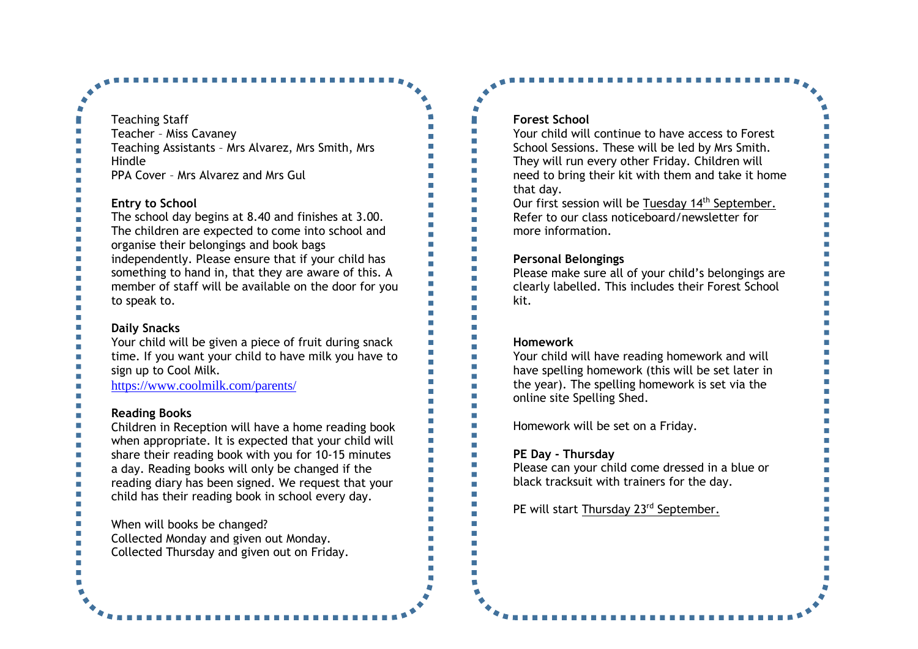Teaching Staff
Teacher – Miss Cavaney
Teaching Assistants – Mrs Alvarez, Mrs Smith, Mrs Hindle
PPA Cover – Mrs Alvarez and Mrs Gul

**Entry to School**
The school day begins at 8.40 and finishes at 3.00. The children are expected to come into school and organise their belongings and book bags independently. Please ensure that if your child has something to hand in, that they are aware of this. A member of staff will be available on the door for you to speak to.

**Daily Snacks**
Your child will be given a piece of fruit during snack time. If you want your child to have milk you have to sign up to Cool Milk.
https://www.coolmilk.com/parents/

**Reading Books**
Children in Reception will have a home reading book when appropriate. It is expected that your child will share their reading book with you for 10-15 minutes a day. Reading books will only be changed if the reading diary has been signed. We request that your child has their reading book in school every day.

When will books be changed?
Collected Monday and given out Monday.
Collected Thursday and given out on Friday.

**Forest School**
Your child will continue to have access to Forest School Sessions. These will be led by Mrs Smith. They will run every other Friday. Children will need to bring their kit with them and take it home that day.
Our first session will be Tuesday 14th September.
Refer to our class noticeboard/newsletter for more information.

**Personal Belongings**
Please make sure all of your child's belongings are clearly labelled. This includes their Forest School kit.

**Homework**
Your child will have reading homework and will have spelling homework (this will be set later in the year). The spelling homework is set via the online site Spelling Shed.

Homework will be set on a Friday.

**PE Day - Thursday**
Please can your child come dressed in a blue or black tracksuit with trainers for the day.

PE will start Thursday 23rd September.